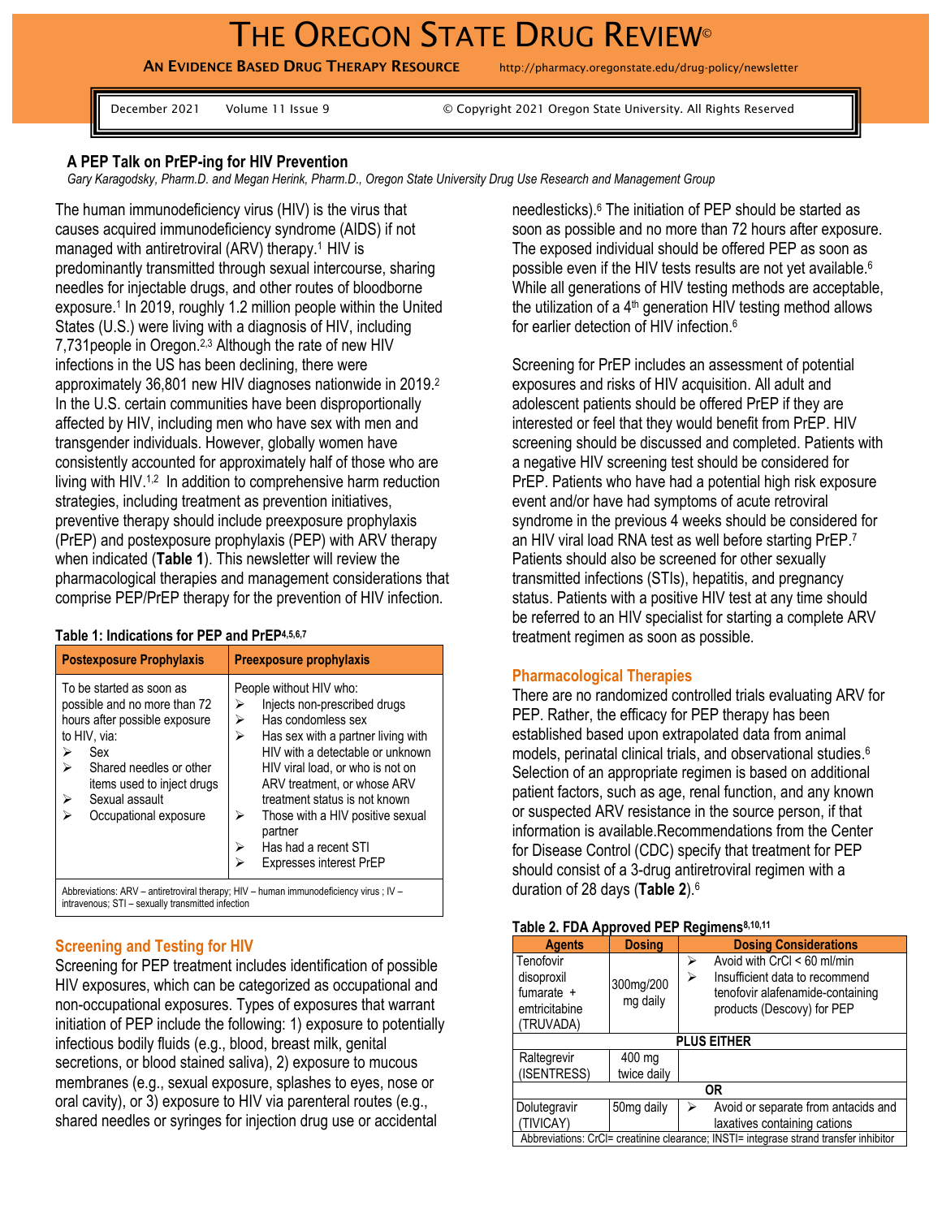# THE OREGON STATE DRUG REVIEW©

**AN EVIDENCE BASED DRUG THERAPY RESOURCE** http://pharmacy.oregonstate.edu/drug-policy/newsletter

December 2021 Volume 11 Issue 9 © Copyright 2021 Oregon State University. All Rights Reserved

## A PEP Talk on PrEP-ing for HIV Prevention

*Gary Karagodsky, Pharm.D. and Megan Herink, Pharm.D., Oregon State University Drug Use Research and Management Group*

The human immunodeficiency virus (HIV) is the virus that causes acquired immunodeficiency syndrome (AIDS) if not managed with antiretroviral (ARV) therapy.[1] HIV is predominantly transmitted through sexual intercourse, sharing needles for injectable drugs, and other routes of bloodborne exposure.[1] In 2019, roughly 1.2 million people within the United States (U.S.) were living with a diagnosis of HIV, including 7,731people in Oregon.[2,3] Although the rate of new HIV infections in the US has been declining, there were approximately 36,801 new HIV diagnoses nationwide in 2019.[2] In the U.S. certain communities have been disproportionally affected by HIV, including men who have sex with men and transgender individuals. However, globally women have consistently accounted for approximately half of those who are living with HIV.[1,2] In addition to comprehensive harm reduction strategies, including treatment as prevention initiatives, preventive therapy should include preexposure prophylaxis (PrEP) and postexposure prophylaxis (PEP) with ARV therapy when indicated (**Table 1**). This newsletter will review the pharmacological therapies and management considerations that comprise PEP/PrEP therapy for the prevention of HIV infection.

**Table 1: Indications for PEP and PrEP[4,5,6,7]**

| Postexposure Prophylaxis | Preexposure prophylaxis |
|---|---|
| To be started as soon as possible and no more than 72 hours after possible exposure to HIV, via:<br>➢ Sex<br>➢ Shared needles or other items used to inject drugs<br>➢ Sexual assault<br>➢ Occupational exposure | People without HIV who:<br>➢ Injects non-prescribed drugs<br>➢ Has condomless sex<br>➢ Has sex with a partner living with HIV with a detectable or unknown HIV viral load, or who is not on ARV treatment, or whose ARV treatment status is not known<br>➢ Those with a HIV positive sexual partner<br>➢ Has had a recent STI<br>➢ Expresses interest PrEP |

Abbreviations: ARV – antiretroviral therapy; HIV – human immunodeficiency virus ; IV – intravenous; STI – sexually transmitted infection

### Screening and Testing for HIV

Screening for PEP treatment includes identification of possible HIV exposures, which can be categorized as occupational and non-occupational exposures. Types of exposures that warrant initiation of PEP include the following: 1) exposure to potentially infectious bodily fluids (e.g., blood, breast milk, genital secretions, or blood stained saliva), 2) exposure to mucous membranes (e.g., sexual exposure, splashes to eyes, nose or oral cavity), or 3) exposure to HIV via parenteral routes (e.g., shared needles or syringes for injection drug use or accidental needlesticks).[6] The initiation of PEP should be started as soon as possible and no more than 72 hours after exposure. The exposed individual should be offered PEP as soon as possible even if the HIV tests results are not yet available.[6] While all generations of HIV testing methods are acceptable, the utilization of a 4th generation HIV testing method allows for earlier detection of HIV infection.[6]

Screening for PrEP includes an assessment of potential exposures and risks of HIV acquisition. All adult and adolescent patients should be offered PrEP if they are interested or feel that they would benefit from PrEP. HIV screening should be discussed and completed. Patients with a negative HIV screening test should be considered for PrEP. Patients who have had a potential high risk exposure event and/or have had symptoms of acute retroviral syndrome in the previous 4 weeks should be considered for an HIV viral load RNA test as well before starting PrEP.[7] Patients should also be screened for other sexually transmitted infections (STIs), hepatitis, and pregnancy status. Patients with a positive HIV test at any time should be referred to an HIV specialist for starting a complete ARV treatment regimen as soon as possible.

### Pharmacological Therapies

There are no randomized controlled trials evaluating ARV for PEP. Rather, the efficacy for PEP therapy has been established based upon extrapolated data from animal models, perinatal clinical trials, and observational studies.[6] Selection of an appropriate regimen is based on additional patient factors, such as age, renal function, and any known or suspected ARV resistance in the source person, if that information is available.Recommendations from the Center for Disease Control (CDC) specify that treatment for PEP should consist of a 3-drug antiretroviral regimen with a duration of 28 days (**Table 2**).[6]

**Table 2. FDA Approved PEP Regimens[8,10,11]**

| Agents | Dosing | Dosing Considerations |
|---|---|---|
| Tenofovir disoproxil fumarate + emtricitabine (TRUVADA) | 300mg/200 mg daily | ➢ Avoid with CrCl < 60 ml/min<br>➢ Insufficient data to recommend tenofovir alafenamide-containing products (Descovy) for PEP |
| **PLUS EITHER** | | |
| Raltegrevir (ISENTRESS) | 400 mg twice daily | |
| **OR** | | |
| Dolutegravir (TIVICAY) | 50mg daily | ➢ Avoid or separate from antacids and laxatives containing cations |

Abbreviations: CrCl= creatinine clearance; INSTI= integrase strand transfer inhibitor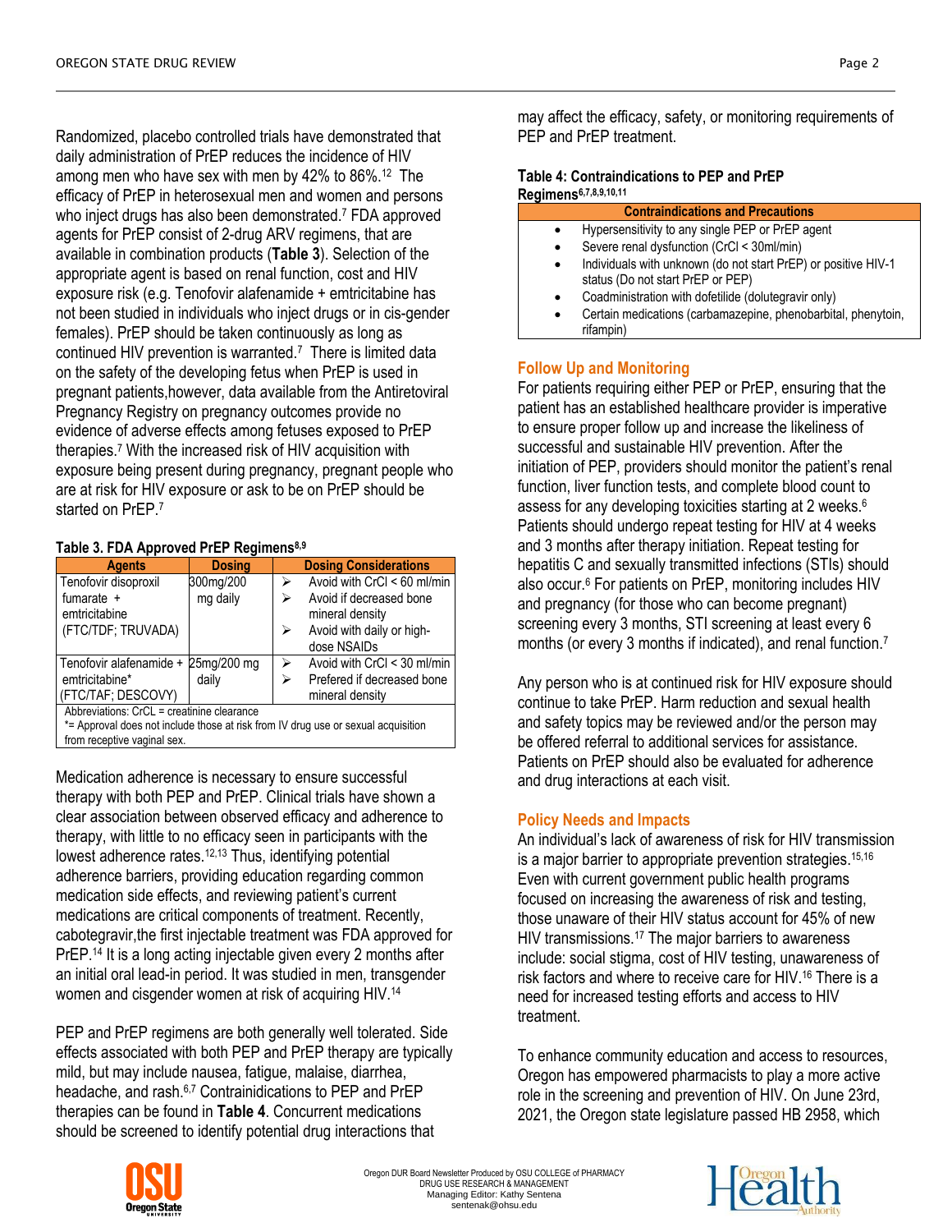Randomized, placebo controlled trials have demonstrated that daily administration of PrEP reduces the incidence of HIV among men who have sex with men by 42% to 86%.[12] The efficacy of PrEP in heterosexual men and women and persons who inject drugs has also been demonstrated.[7] FDA approved agents for PrEP consist of 2-drug ARV regimens, that are available in combination products (**Table 3**). Selection of the appropriate agent is based on renal function, cost and HIV exposure risk (e.g. Tenofovir alafenamide + emtricitabine has not been studied in individuals who inject drugs or in cis-gender females). PrEP should be taken continuously as long as continued HIV prevention is warranted.[7] There is limited data on the safety of the developing fetus when PrEP is used in pregnant patients,however, data available from the Antiretoviral Pregnancy Registry on pregnancy outcomes provide no evidence of adverse effects among fetuses exposed to PrEP therapies.[7] With the increased risk of HIV acquisition with exposure being present during pregnancy, pregnant people who are at risk for HIV exposure or ask to be on PrEP should be started on PrEP.[7]

**Table 3. FDA Approved PrEP Regimens[8,9]**

| Agents | Dosing | Dosing Considerations |
|---|---|---|
| Tenofovir disoproxil fumarate + emtricitabine (FTC/TDF; TRUVADA) | 300mg/200 mg daily | ➢ Avoid with CrCl < 60 ml/min<br>➢ Avoid if decreased bone mineral density<br>➢ Avoid with daily or high-dose NSAIDs |
| Tenofovir alafenamide + emtricitabine* (FTC/TAF; DESCOVY) | 25mg/200 mg daily | ➢ Avoid with CrCl < 30 ml/min<br>➢ Prefered if decreased bone mineral density |

Abbreviations: CrCL = creatinine clearance
*= Approval does not include those at risk from IV drug use or sexual acquisition from receptive vaginal sex.

Medication adherence is necessary to ensure successful therapy with both PEP and PrEP. Clinical trials have shown a clear association between observed efficacy and adherence to therapy, with little to no efficacy seen in participants with the lowest adherence rates.[12,13] Thus, identifying potential adherence barriers, providing education regarding common medication side effects, and reviewing patient's current medications are critical components of treatment. Recently, cabotegravir,the first injectable treatment was FDA approved for PrEP.[14] It is a long acting injectable given every 2 months after an initial oral lead-in period. It was studied in men, transgender women and cisgender women at risk of acquiring HIV.[14]

PEP and PrEP regimens are both generally well tolerated. Side effects associated with both PEP and PrEP therapy are typically mild, but may include nausea, fatigue, malaise, diarrhea, headache, and rash.[6,7] Contrainidications to PEP and PrEP therapies can be found in **Table 4**. Concurrent medications should be screened to identify potential drug interactions that may affect the efficacy, safety, or monitoring requirements of PEP and PrEP treatment.

**Table 4: Contraindications to PEP and PrEP Regimens[6,7,8,9,10,11]**

| Contraindications and Precautions |
|---|
| • Hypersensitivity to any single PEP or PrEP agent<br>• Severe renal dysfunction (CrCl < 30ml/min)<br>• Individuals with unknown (do not start PrEP) or positive HIV-1 status (Do not start PrEP or PEP)<br>• Coadministration with dofetilide (dolutegravir only)<br>• Certain medications (carbamazepine, phenobarbital, phenytoin, rifampin) |

## Follow Up and Monitoring

For patients requiring either PEP or PrEP, ensuring that the patient has an established healthcare provider is imperative to ensure proper follow up and increase the likeliness of successful and sustainable HIV prevention. After the initiation of PEP, providers should monitor the patient's renal function, liver function tests, and complete blood count to assess for any developing toxicities starting at 2 weeks.[6] Patients should undergo repeat testing for HIV at 4 weeks and 3 months after therapy initiation. Repeat testing for hepatitis C and sexually transmitted infections (STIs) should also occur.[6] For patients on PrEP, monitoring includes HIV and pregnancy (for those who can become pregnant) screening every 3 months, STI screening at least every 6 months (or every 3 months if indicated), and renal function.[7]

Any person who is at continued risk for HIV exposure should continue to take PrEP. Harm reduction and sexual health and safety topics may be reviewed and/or the person may be offered referral to additional services for assistance. Patients on PrEP should also be evaluated for adherence and drug interactions at each visit.

## Policy Needs and Impacts

An individual's lack of awareness of risk for HIV transmission is a major barrier to appropriate prevention strategies.[15,16] Even with current government public health programs focused on increasing the awareness of risk and testing, those unaware of their HIV status account for 45% of new HIV transmissions.[17] The major barriers to awareness include: social stigma, cost of HIV testing, unawareness of risk factors and where to receive care for HIV.[16] There is a need for increased testing efforts and access to HIV treatment.

To enhance community education and access to resources, Oregon has empowered pharmacists to play a more active role in the screening and prevention of HIV. On June 23rd, 2021, the Oregon state legislature passed HB 2958, which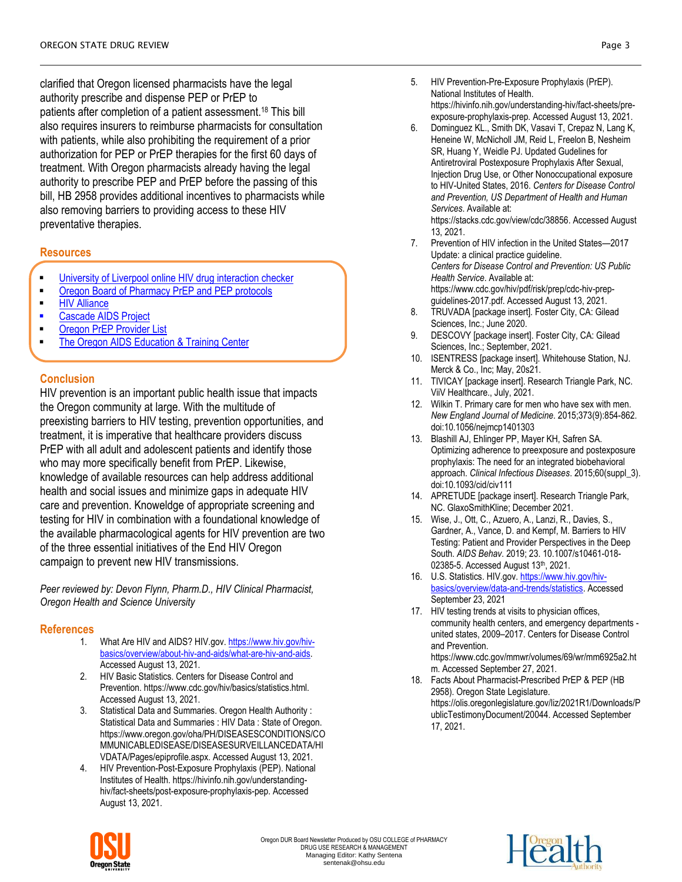clarified that Oregon licensed pharmacists have the legal authority prescribe and dispense PEP or PrEP to patients after completion of a patient assessment.[18] This bill also requires insurers to reimburse pharmacists for consultation with patients, while also prohibiting the requirement of a prior authorization for PEP or PrEP therapies for the first 60 days of treatment. With Oregon pharmacists already having the legal authority to prescribe PEP and PrEP before the passing of this bill, HB 2958 provides additional incentives to pharmacists while also removing barriers to providing access to these HIV preventative therapies.

## Resources

- University of Liverpool online HIV drug interaction checker
- Oregon Board of Pharmacy PrEP and PEP protocols
- HIV Alliance
- Cascade AIDS Project
- Oregon PrEP Provider List
- The Oregon AIDS Education & Training Center

## Conclusion

HIV prevention is an important public health issue that impacts the Oregon community at large. With the multitude of preexisting barriers to HIV testing, prevention opportunities, and treatment, it is imperative that healthcare providers discuss PrEP with all adult and adolescent patients and identify those who may more specifically benefit from PrEP. Likewise, knowledge of available resources can help address additional health and social issues and minimize gaps in adequate HIV care and prevention. Knoweldge of appropriate screening and testing for HIV in combination with a foundational knowledge of the available pharmacological agents for HIV prevention are two of the three essential initiatives of the End HIV Oregon campaign to prevent new HIV transmissions.

*Peer reviewed by: Devon Flynn, Pharm.D., HIV Clinical Pharmacist, Oregon Health and Science University*

## References

1. What Are HIV and AIDS? HIV.gov. https://www.hiv.gov/hiv-basics/overview/about-hiv-and-aids/what-are-hiv-and-aids. Accessed August 13, 2021.
2. HIV Basic Statistics. Centers for Disease Control and Prevention. https://www.cdc.gov/hiv/basics/statistics.html. Accessed August 13, 2021.
3. Statistical Data and Summaries. Oregon Health Authority : Statistical Data and Summaries : HIV Data : State of Oregon. https://www.oregon.gov/oha/PH/DISEASESCONDITIONS/COMMUNICABLEDISEASE/DISEASESURVEILLANCEDATA/HIVDATA/Pages/epiprofile.aspx. Accessed August 13, 2021.
4. HIV Prevention-Post-Exposure Prophylaxis (PEP). National Institutes of Health. https://hivinfo.nih.gov/understanding-hiv/fact-sheets/post-exposure-prophylaxis-pep. Accessed August 13, 2021.
5. HIV Prevention-Pre-Exposure Prophylaxis (PrEP). National Institutes of Health. https://hivinfo.nih.gov/understanding-hiv/fact-sheets/pre-exposure-prophylaxis-prep. Accessed August 13, 2021.
6. Dominguez KL., Smith DK, Vasavi T, Crepaz N, Lang K, Heneine W, McNicholl JM, Reid L, Freelon B, Nesheim SR, Huang Y, Weidle PJ. Updated Guidelines for Antiretroviral Postexposure Prophylaxis After Sexual, Injection Drug Use, or Other Nonoccupational exposure to HIV-United States, 2016. *Centers for Disease Control and Prevention, US Department of Health and Human Services*. Available at: https://stacks.cdc.gov/view/cdc/38856. Accessed August 13, 2021.
7. Prevention of HIV infection in the United States—2017 Update: a clinical practice guideline. *Centers for Disease Control and Prevention: US Public Health Service*. Available at: https://www.cdc.gov/hiv/pdf/risk/prep/cdc-hiv-prep-guidelines-2017.pdf. Accessed August 13, 2021.
8. TRUVADA [package insert]. Foster City, CA: Gilead Sciences, Inc.; June 2020.
9. DESCOVY [package insert]. Foster City, CA: Gilead Sciences, Inc.; September, 2021.
10. ISENTRESS [package insert]. Whitehouse Station, NJ. Merck & Co., Inc; May, 20s21.
11. TIVICAY [package insert]. Research Triangle Park, NC. ViiV Healthcare., July, 2021.
12. Wilkin T. Primary care for men who have sex with men. *New England Journal of Medicine*. 2015;373(9):854-862. doi:10.1056/nejmcp1401303
13. Blashill AJ, Ehlinger PP, Mayer KH, Safren SA. Optimizing adherence to preexposure and postexposure prophylaxis: The need for an integrated biobehavioral approach. *Clinical Infectious Diseases*. 2015;60(suppl_3). doi:10.1093/cid/civ111
14. APRETUDE [package insert]. Research Triangle Park, NC. GlaxoSmithKline; December 2021.
15. Wise, J., Ott, C., Azuero, A., Lanzi, R., Davies, S., Gardner, A., Vance, D. and Kempf, M. Barriers to HIV Testing: Patient and Provider Perspectives in the Deep South. *AIDS Behav*. 2019; 23. 10.1007/s10461-018-02385-5. Accessed August 13th, 2021.
16. U.S. Statistics. HIV.gov. https://www.hiv.gov/hiv-basics/overview/data-and-trends/statistics. Accessed September 23, 2021
17. HIV testing trends at visits to physician offices, community health centers, and emergency departments - united states, 2009–2017. Centers for Disease Control and Prevention. https://www.cdc.gov/mmwr/volumes/69/wr/mm6925a2.htm. Accessed September 27, 2021.
18. Facts About Pharmacist-Prescribed PrEP & PEP (HB 2958). Oregon State Legislature. https://olis.oregonlegislature.gov/liz/2021R1/Downloads/PublicTestimonyDocument/20044. Accessed September 17, 2021.

Oregon DUR Board Newsletter Produced by OSU COLLEGE of PHARMACY DRUG USE RESEARCH & MANAGEMENT
Managing Editor: Kathy Sentena
sentenak@ohsu.edu